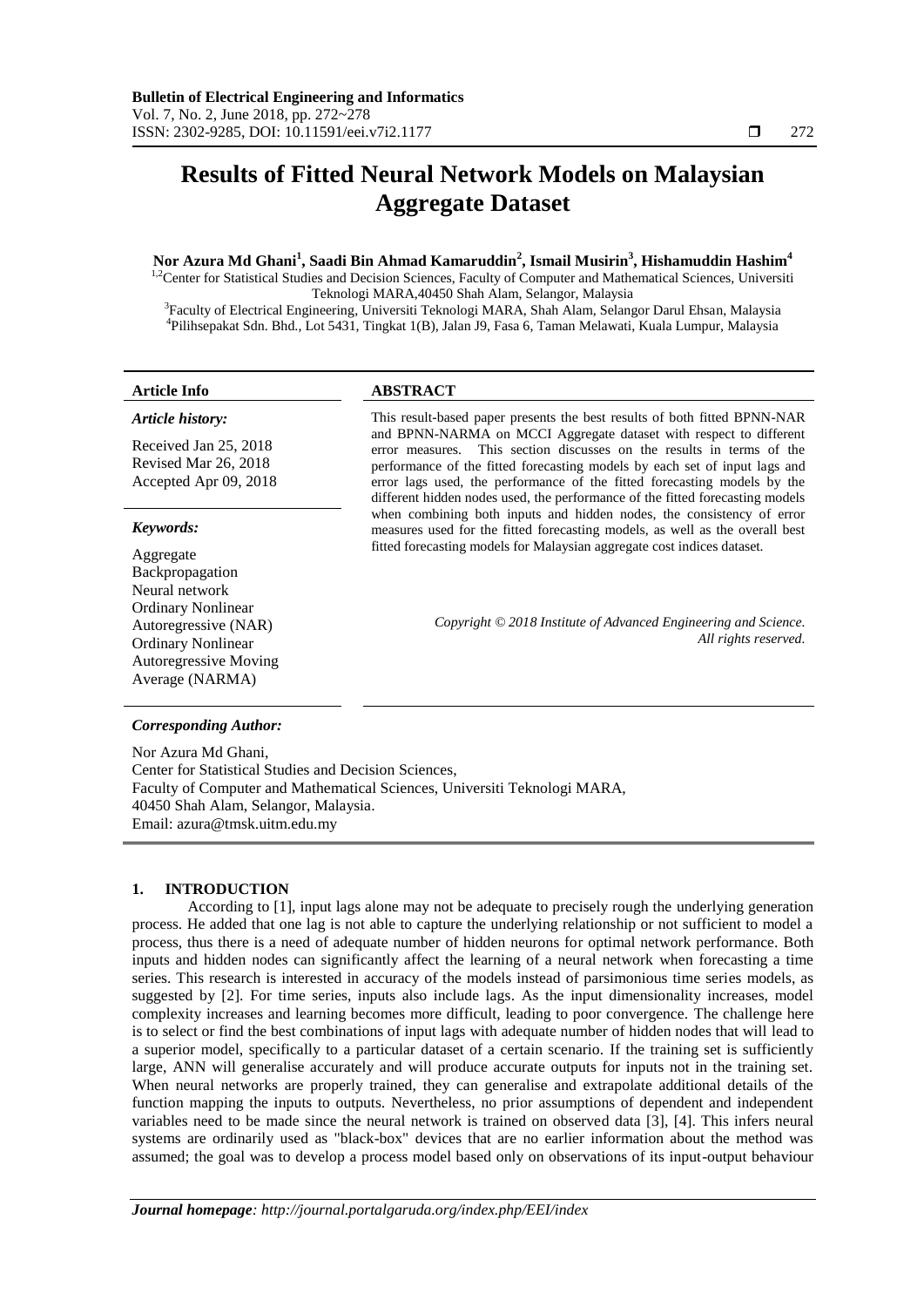# Results of Fitted Neural Network Models on Malaysian Aggregate Dataset

**Nor Azura Md Ghani[1], Saadi Bin Ahmad Kamaruddin[2], Ismail Musirin[3], Hishamuddin Hashim[4]**

[1,2]Center for Statistical Studies and Decision Sciences, Faculty of Computer and Mathematical Sciences, Universiti Teknologi MARA,40450 Shah Alam, Selangor, Malaysia
[3]Faculty of Electrical Engineering, Universiti Teknologi MARA, Shah Alam, Selangor Darul Ehsan, Malaysia
[4]Pilihsepakat Sdn. Bhd., Lot 5431, Tingkat 1(B), Jalan J9, Fasa 6, Taman Melawati, Kuala Lumpur, Malaysia

**Article Info**

*Article history:*

Received Jan 25, 2018
Revised Mar 26, 2018
Accepted Apr 09, 2018

*Keywords:*

Aggregate
Backpropagation
Neural network
Ordinary Nonlinear Autoregressive (NAR)
Ordinary Nonlinear Autoregressive Moving Average (NARMA)

**ABSTRACT**

This result-based paper presents the best results of both fitted BPNN-NAR and BPNN-NARMA on MCCI Aggregate dataset with respect to different error measures. This section discusses on the results in terms of the performance of the fitted forecasting models by each set of input lags and error lags used, the performance of the fitted forecasting models by the different hidden nodes used, the performance of the fitted forecasting models when combining both inputs and hidden nodes, the consistency of error measures used for the fitted forecasting models, as well as the overall best fitted forecasting models for Malaysian aggregate cost indices dataset.

*Copyright © 2018 Institute of Advanced Engineering and Science. All rights reserved.*

*Corresponding Author:*

Nor Azura Md Ghani,
Center for Statistical Studies and Decision Sciences,
Faculty of Computer and Mathematical Sciences, Universiti Teknologi MARA,
40450 Shah Alam, Selangor, Malaysia.
Email: azura@tmsk.uitm.edu.my

## 1. INTRODUCTION

According to [1], input lags alone may not be adequate to precisely rough the underlying generation process. He added that one lag is not able to capture the underlying relationship or not sufficient to model a process, thus there is a need of adequate number of hidden neurons for optimal network performance. Both inputs and hidden nodes can significantly affect the learning of a neural network when forecasting a time series. This research is interested in accuracy of the models instead of parsimonious time series models, as suggested by [2]. For time series, inputs also include lags. As the input dimensionality increases, model complexity increases and learning becomes more difficult, leading to poor convergence. The challenge here is to select or find the best combinations of input lags with adequate number of hidden nodes that will lead to a superior model, specifically to a particular dataset of a certain scenario. If the training set is sufficiently large, ANN will generalise accurately and will produce accurate outputs for inputs not in the training set. When neural networks are properly trained, they can generalise and extrapolate additional details of the function mapping the inputs to outputs. Nevertheless, no prior assumptions of dependent and independent variables need to be made since the neural network is trained on observed data [3], [4]. This infers neural systems are ordinarily used as "black-box" devices that are no earlier information about the method was assumed; the goal was to develop a process model based only on observations of its input-output behaviour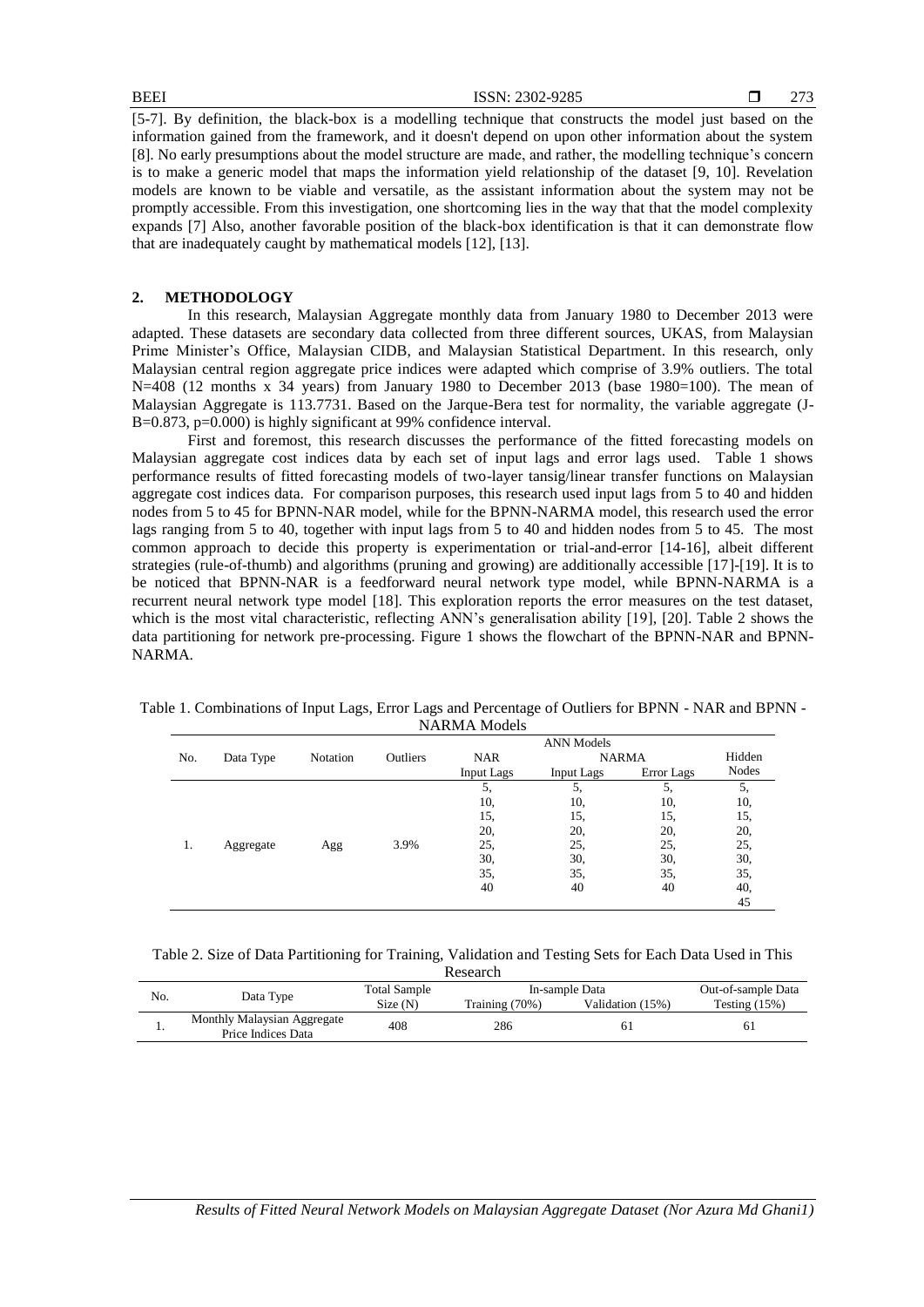[5-7]. By definition, the black-box is a modelling technique that constructs the model just based on the information gained from the framework, and it doesn't depend on upon other information about the system [8]. No early presumptions about the model structure are made, and rather, the modelling technique's concern is to make a generic model that maps the information yield relationship of the dataset [9, 10]. Revelation models are known to be viable and versatile, as the assistant information about the system may not be promptly accessible. From this investigation, one shortcoming lies in the way that that the model complexity expands [7] Also, another favorable position of the black-box identification is that it can demonstrate flow that are inadequately caught by mathematical models [12], [13].

## 2. METHODOLOGY

In this research, Malaysian Aggregate monthly data from January 1980 to December 2013 were adapted. These datasets are secondary data collected from three different sources, UKAS, from Malaysian Prime Minister's Office, Malaysian CIDB, and Malaysian Statistical Department. In this research, only Malaysian central region aggregate price indices were adapted which comprise of 3.9% outliers. The total N=408 (12 months x 34 years) from January 1980 to December 2013 (base 1980=100). The mean of Malaysian Aggregate is 113.7731. Based on the Jarque-Bera test for normality, the variable aggregate (J-B=0.873, p=0.000) is highly significant at 99% confidence interval.

First and foremost, this research discusses the performance of the fitted forecasting models on Malaysian aggregate cost indices data by each set of input lags and error lags used. Table 1 shows performance results of fitted forecasting models of two-layer tansig/linear transfer functions on Malaysian aggregate cost indices data. For comparison purposes, this research used input lags from 5 to 40 and hidden nodes from 5 to 45 for BPNN-NAR model, while for the BPNN-NARMA model, this research used the error lags ranging from 5 to 40, together with input lags from 5 to 40 and hidden nodes from 5 to 45. The most common approach to decide this property is experimentation or trial-and-error [14-16], albeit different strategies (rule-of-thumb) and algorithms (pruning and growing) are additionally accessible [17]-[19]. It is to be noticed that BPNN-NAR is a feedforward neural network type model, while BPNN-NARMA is a recurrent neural network type model [18]. This exploration reports the error measures on the test dataset, which is the most vital characteristic, reflecting ANN's generalisation ability [19], [20]. Table 2 shows the data partitioning for network pre-processing. Figure 1 shows the flowchart of the BPNN-NAR and BPNN-NARMA.

Table 1. Combinations of Input Lags, Error Lags and Percentage of Outliers for BPNN - NAR and BPNN - NARMA Models

| No. | Data Type | Notation | Outliers | ANN Models | | | |
|---|---|---|---|---|---|---|---|
| | | | | NAR | NARMA | | Hidden Nodes |
| | | | | Input Lags | Input Lags | Error Lags | |
| 1. | Aggregate | Agg | 3.9% | 5, 10, 15, 20, 25, 30, 35, 40 | 5, 10, 15, 20, 25, 30, 35, 40 | 5, 10, 15, 20, 25, 30, 35, 40 | 5, 10, 15, 20, 25, 30, 35, 40, 45 |

Table 2. Size of Data Partitioning for Training, Validation and Testing Sets for Each Data Used in This Research

| No. | Data Type | Total Sample Size (N) | In-sample Data | | Out-of-sample Data |
|---|---|---|---|---|---|
| | | | Training (70%) | Validation (15%) | Testing (15%) |
| 1. | Monthly Malaysian Aggregate Price Indices Data | 408 | 286 | 61 | 61 |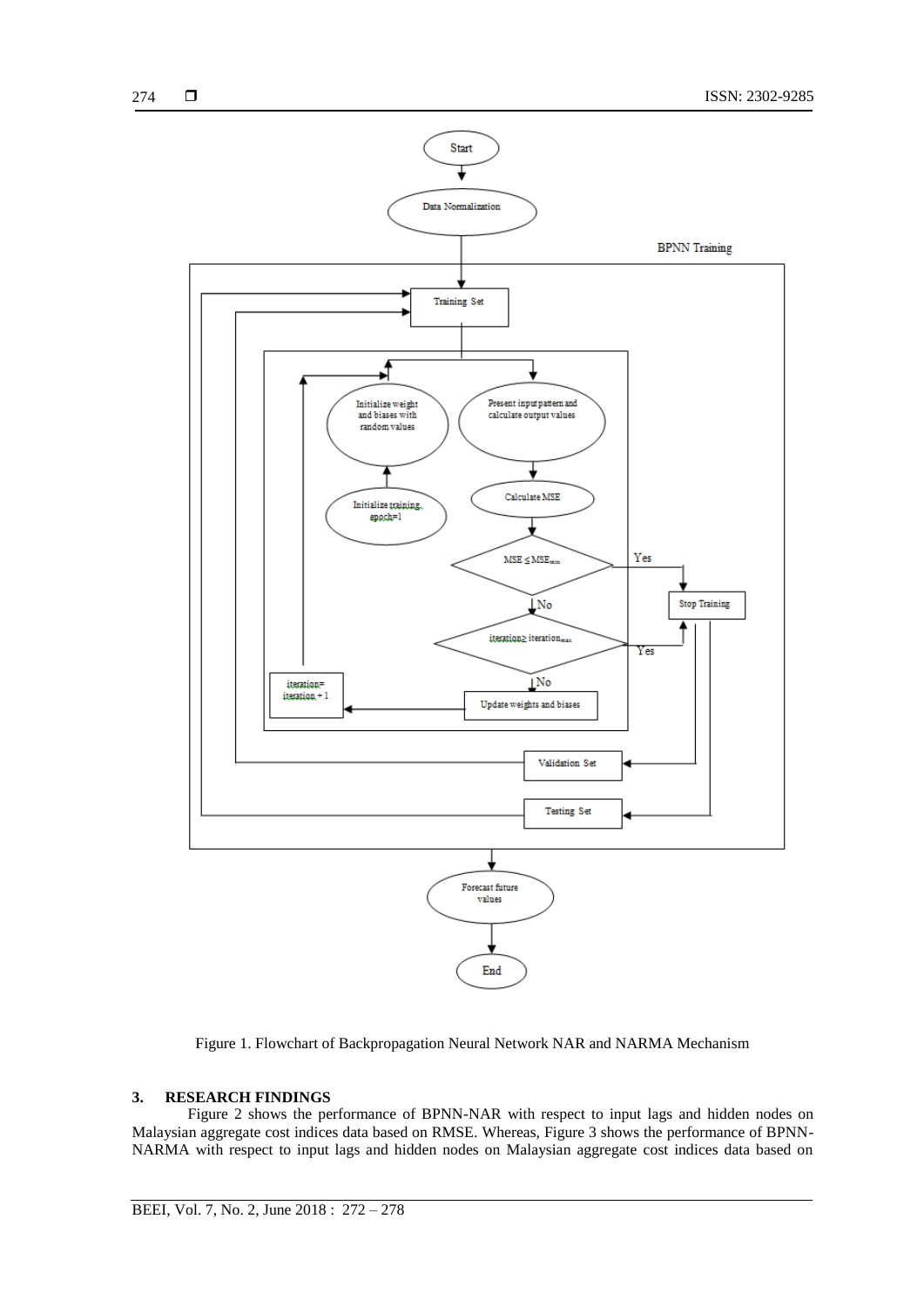Figure 1. Flowchart of Backpropagation Neural Network NAR and NARMA Mechanism

## 3. RESEARCH FINDINGS

Figure 2 shows the performance of BPNN-NAR with respect to input lags and hidden nodes on Malaysian aggregate cost indices data based on RMSE. Whereas, Figure 3 shows the performance of BPNN-NARMA with respect to input lags and hidden nodes on Malaysian aggregate cost indices data based on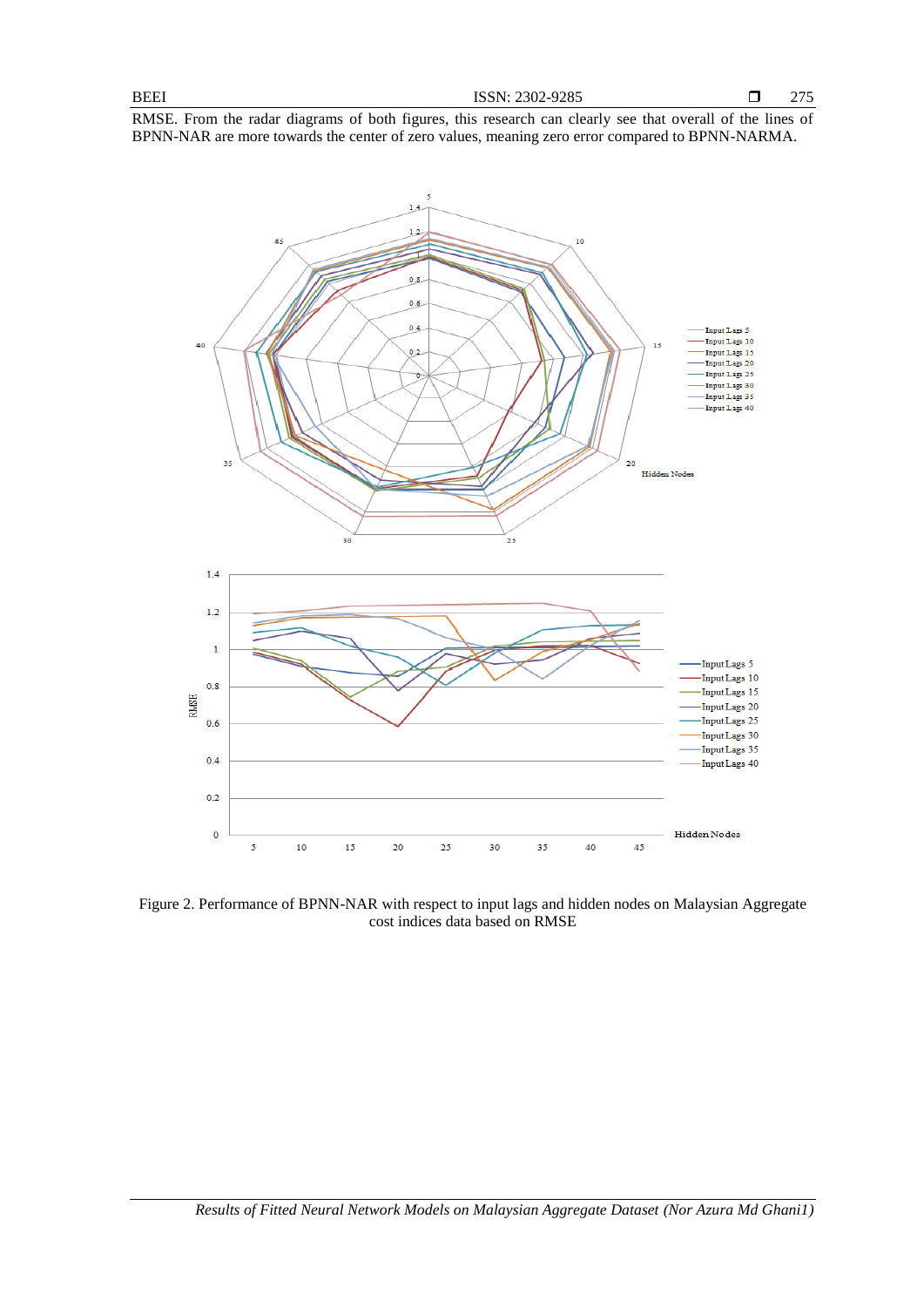RMSE. From the radar diagrams of both figures, this research can clearly see that overall of the lines of BPNN-NAR are more towards the center of zero values, meaning zero error compared to BPNN-NARMA.

Figure 2. Performance of BPNN-NAR with respect to input lags and hidden nodes on Malaysian Aggregate cost indices data based on RMSE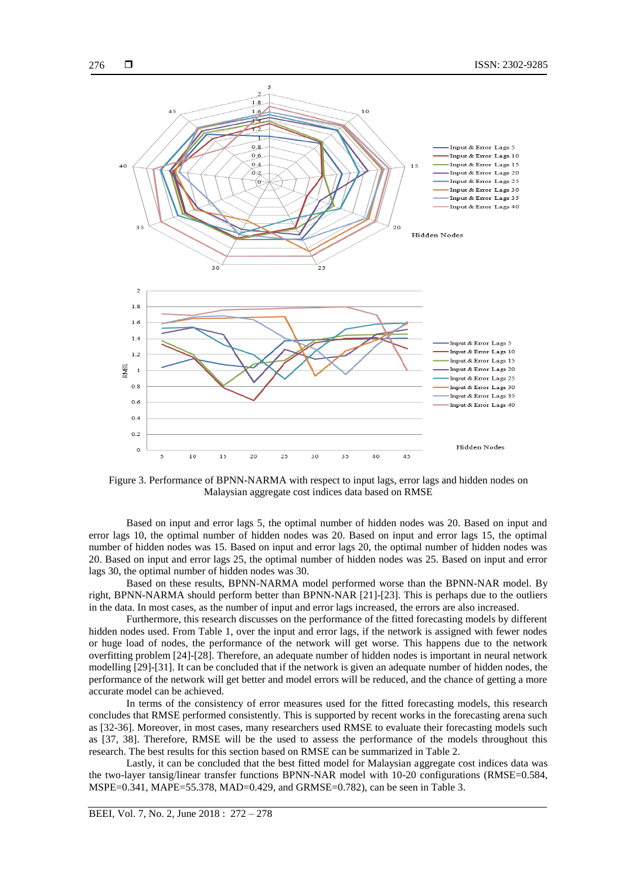Figure 3. Performance of BPNN-NARMA with respect to input lags, error lags and hidden nodes on Malaysian aggregate cost indices data based on RMSE

Based on input and error lags 5, the optimal number of hidden nodes was 20. Based on input and error lags 10, the optimal number of hidden nodes was 20. Based on input and error lags 15, the optimal number of hidden nodes was 15. Based on input and error lags 20, the optimal number of hidden nodes was 20. Based on input and error lags 25, the optimal number of hidden nodes was 25. Based on input and error lags 30, the optimal number of hidden nodes was 30.

Based on these results, BPNN-NARMA model performed worse than the BPNN-NAR model. By right, BPNN-NARMA should perform better than BPNN-NAR [21]-[23]. This is perhaps due to the outliers in the data. In most cases, as the number of input and error lags increased, the errors are also increased.

Furthermore, this research discusses on the performance of the fitted forecasting models by different hidden nodes used. From Table 1, over the input and error lags, if the network is assigned with fewer nodes or huge load of nodes, the performance of the network will get worse. This happens due to the network overfitting problem [24]-[28]. Therefore, an adequate number of hidden nodes is important in neural network modelling [29]-[31]. It can be concluded that if the network is given an adequate number of hidden nodes, the performance of the network will get better and model errors will be reduced, and the chance of getting a more accurate model can be achieved.

In terms of the consistency of error measures used for the fitted forecasting models, this research concludes that RMSE performed consistently. This is supported by recent works in the forecasting arena such as [32-36]. Moreover, in most cases, many researchers used RMSE to evaluate their forecasting models such as [37, 38]. Therefore, RMSE will be the used to assess the performance of the models throughout this research. The best results for this section based on RMSE can be summarized in Table 2.

Lastly, it can be concluded that the best fitted model for Malaysian aggregate cost indices data was the two-layer tansig/linear transfer functions BPNN-NAR model with 10-20 configurations (RMSE=0.584, MSPE=0.341, MAPE=55.378, MAD=0.429, and GRMSE=0.782), can be seen in Table 3.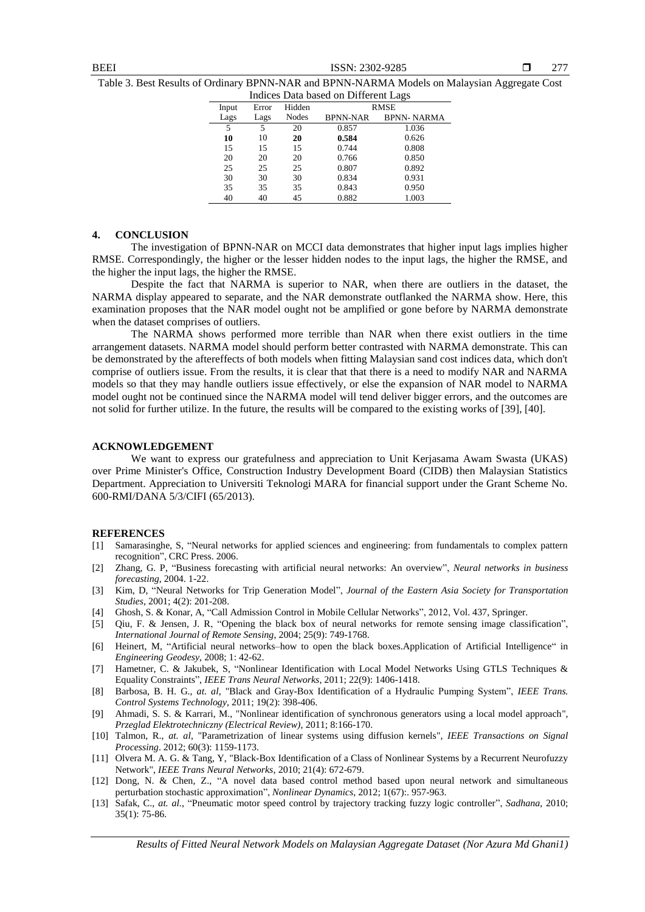Table 3. Best Results of Ordinary BPNN-NAR and BPNN-NARMA Models on Malaysian Aggregate Cost Indices Data based on Different Lags

| Input Lags | Error Lags | Hidden Nodes | RMSE | |
|---|---|---|---|---|
| | | | BPNN-NAR | BPNN- NARMA |
| 5 | 5 | 20 | 0.857 | 1.036 |
| **10** | 10 | **20** | **0.584** | 0.626 |
| 15 | 15 | 15 | 0.744 | 0.808 |
| 20 | 20 | 20 | 0.766 | 0.850 |
| 25 | 25 | 25 | 0.807 | 0.892 |
| 30 | 30 | 30 | 0.834 | 0.931 |
| 35 | 35 | 35 | 0.843 | 0.950 |
| 40 | 40 | 45 | 0.882 | 1.003 |

## 4. CONCLUSION

The investigation of BPNN-NAR on MCCI data demonstrates that higher input lags implies higher RMSE. Correspondingly, the higher or the lesser hidden nodes to the input lags, the higher the RMSE, and the higher the input lags, the higher the RMSE.

Despite the fact that NARMA is superior to NAR, when there are outliers in the dataset, the NARMA display appeared to separate, and the NAR demonstrate outflanked the NARMA show. Here, this examination proposes that the NAR model ought not be amplified or gone before by NARMA demonstrate when the dataset comprises of outliers.

The NARMA shows performed more terrible than NAR when there exist outliers in the time arrangement datasets. NARMA model should perform better contrasted with NARMA demonstrate. This can be demonstrated by the aftereffects of both models when fitting Malaysian sand cost indices data, which don't comprise of outliers issue. From the results, it is clear that that there is a need to modify NAR and NARMA models so that they may handle outliers issue effectively, or else the expansion of NAR model to NARMA model ought not be continued since the NARMA model will tend deliver bigger errors, and the outcomes are not solid for further utilize. In the future, the results will be compared to the existing works of [39], [40].

## ACKNOWLEDGEMENT

We want to express our gratefulness and appreciation to Unit Kerjasama Awam Swasta (UKAS) over Prime Minister's Office, Construction Industry Development Board (CIDB) then Malaysian Statistics Department. Appreciation to Universiti Teknologi MARA for financial support under the Grant Scheme No. 600-RMI/DANA 5/3/CIFI (65/2013).

## REFERENCES

[1] Samarasinghe, S, "Neural networks for applied sciences and engineering: from fundamentals to complex pattern recognition", CRC Press. 2006.

[2] Zhang, G. P, "Business forecasting with artificial neural networks: An overview", *Neural networks in business forecasting*, 2004. 1-22.

[3] Kim, D, "Neural Networks for Trip Generation Model", *Journal of the Eastern Asia Society for Transportation Studies*, 2001; 4(2): 201-208.

[4] Ghosh, S. & Konar, A, "Call Admission Control in Mobile Cellular Networks", 2012, Vol. 437, Springer.

[5] Qiu, F. & Jensen, J. R, "Opening the black box of neural networks for remote sensing image classification", *International Journal of Remote Sensing*, 2004; 25(9): 749-1768.

[6] Heinert, M, "Artificial neural networks–how to open the black boxes.Application of Artificial Intelligence" in *Engineering Geodesy*, 2008; 1: 42-62.

[7] Hametner, C. & Jakubek, S, "Nonlinear Identification with Local Model Networks Using GTLS Techniques & Equality Constraints", *IEEE Trans Neural Networks*, 2011; 22(9): 1406-1418.

[8] Barbosa, B. H. G., *at. al*, "Black and Gray-Box Identification of a Hydraulic Pumping System", *IEEE Trans. Control Systems Technology*, 2011; 19(2): 398-406.

[9] Ahmadi, S. S. & Karrari, M., "Nonlinear identification of synchronous generators using a local model approach", *Przeglad Elektrotechniczny (Electrical Review)*, 2011; 8:166-170.

[10] Talmon, R., *at. al*, "Parametrization of linear systems using diffusion kernels", *IEEE Transactions on Signal Processing*. 2012; 60(3): 1159-1173.

[11] Olvera M. A. G. & Tang, Y, "Black-Box Identification of a Class of Nonlinear Systems by a Recurrent Neurofuzzy Network", *IEEE Trans Neural Networks*, 2010; 21(4): 672-679.

[12] Dong, N. & Chen, Z., "A novel data based control method based upon neural network and simultaneous perturbation stochastic approximation", *Nonlinear Dynamics*, 2012; 1(67):. 957-963.

[13] Safak, C., *at. al.*, "Pneumatic motor speed control by trajectory tracking fuzzy logic controller", *Sadhana*, 2010; 35(1): 75-86.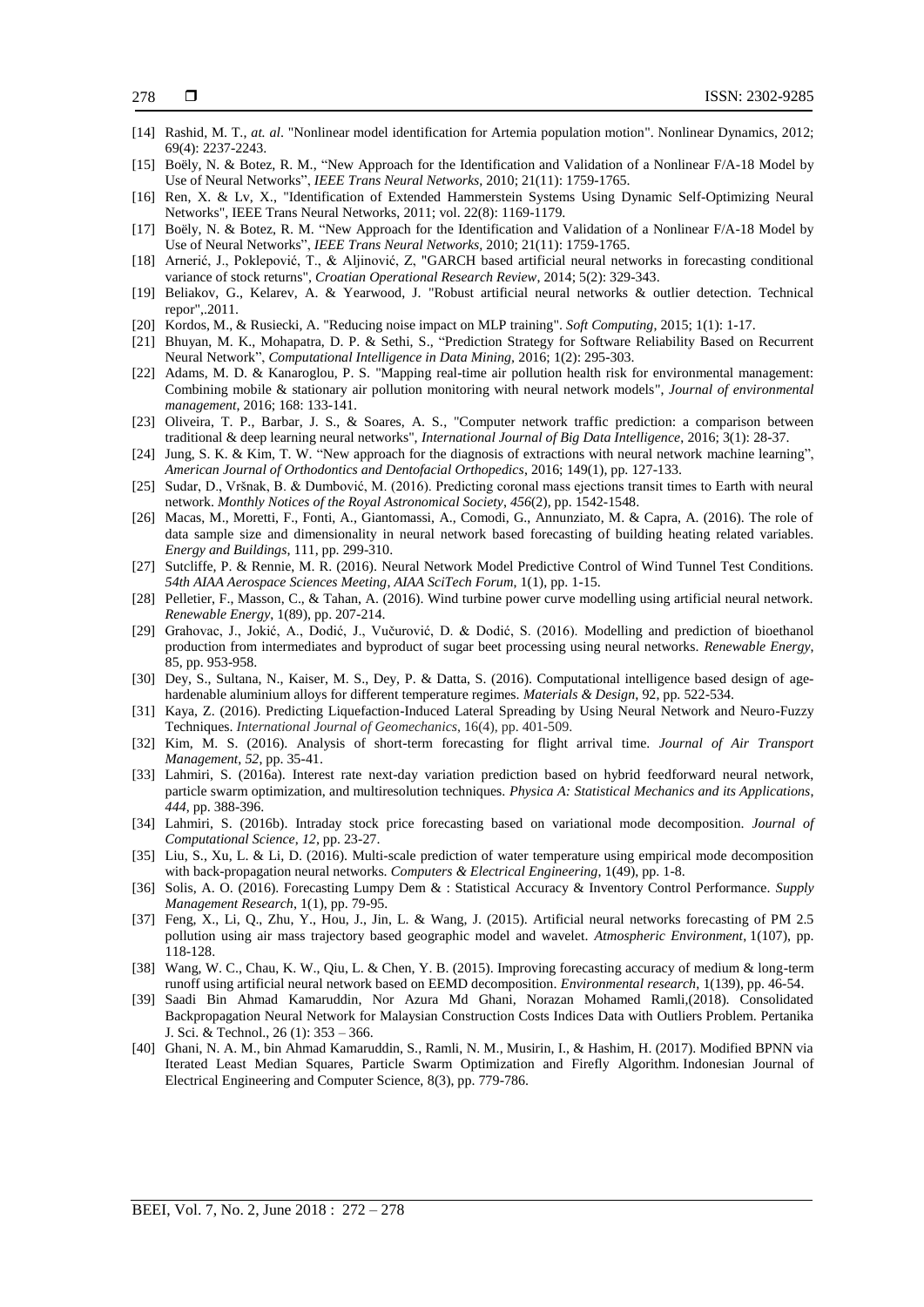[14] Rashid, M. T., *at. al*. "Nonlinear model identification for Artemia population motion". Nonlinear Dynamics, 2012; 69(4): 2237-2243.

[15] Boëly, N. & Botez, R. M., "New Approach for the Identification and Validation of a Nonlinear F/A-18 Model by Use of Neural Networks", *IEEE Trans Neural Networks*, 2010; 21(11): 1759-1765.

[16] Ren, X. & Lv, X., "Identification of Extended Hammerstein Systems Using Dynamic Self-Optimizing Neural Networks", IEEE Trans Neural Networks, 2011; vol. 22(8): 1169-1179.

[17] Boëly, N. & Botez, R. M. "New Approach for the Identification and Validation of a Nonlinear F/A-18 Model by Use of Neural Networks", *IEEE Trans Neural Networks*, 2010; 21(11): 1759-1765.

[18] Arnerić, J., Poklepović, T., & Aljinović, Z, "GARCH based artificial neural networks in forecasting conditional variance of stock returns", *Croatian Operational Research Review*, 2014; 5(2): 329-343.

[19] Beliakov, G., Kelarev, A. & Yearwood, J. "Robust artificial neural networks & outlier detection. Technical repor",.2011.

[20] Kordos, M., & Rusiecki, A. "Reducing noise impact on MLP training". *Soft Computing*, 2015; 1(1): 1-17.

[21] Bhuyan, M. K., Mohapatra, D. P. & Sethi, S., "Prediction Strategy for Software Reliability Based on Recurrent Neural Network", *Computational Intelligence in Data Mining*, 2016; 1(2): 295-303.

[22] Adams, M. D. & Kanaroglou, P. S. "Mapping real-time air pollution health risk for environmental management: Combining mobile & stationary air pollution monitoring with neural network models", *Journal of environmental management*, 2016; 168: 133-141.

[23] Oliveira, T. P., Barbar, J. S., & Soares, A. S., "Computer network traffic prediction: a comparison between traditional & deep learning neural networks", *International Journal of Big Data Intelligence*, 2016; 3(1): 28-37.

[24] Jung, S. K. & Kim, T. W. "New approach for the diagnosis of extractions with neural network machine learning", *American Journal of Orthodontics and Dentofacial Orthopedics*, 2016; 149(1), pp. 127-133.

[25] Sudar, D., Vršnak, B. & Dumbović, M. (2016). Predicting coronal mass ejections transit times to Earth with neural network. *Monthly Notices of the Royal Astronomical Society*, *456*(2), pp. 1542-1548.

[26] Macas, M., Moretti, F., Fonti, A., Giantomassi, A., Comodi, G., Annunziato, M. & Capra, A. (2016). The role of data sample size and dimensionality in neural network based forecasting of building heating related variables. *Energy and Buildings*, 111, pp. 299-310.

[27] Sutcliffe, P. & Rennie, M. R. (2016). Neural Network Model Predictive Control of Wind Tunnel Test Conditions. *54th AIAA Aerospace Sciences Meeting, AIAA SciTech Forum*, 1(1), pp. 1-15.

[28] Pelletier, F., Masson, C., & Tahan, A. (2016). Wind turbine power curve modelling using artificial neural network. *Renewable Energy*, 1(89), pp. 207-214.

[29] Grahovac, J., Jokić, A., Dodić, J., Vučurović, D. & Dodić, S. (2016). Modelling and prediction of bioethanol production from intermediates and byproduct of sugar beet processing using neural networks. *Renewable Energy*, 85, pp. 953-958.

[30] Dey, S., Sultana, N., Kaiser, M. S., Dey, P. & Datta, S. (2016). Computational intelligence based design of age-hardenable aluminium alloys for different temperature regimes. *Materials & Design*, 92, pp. 522-534.

[31] Kaya, Z. (2016). Predicting Liquefaction-Induced Lateral Spreading by Using Neural Network and Neuro-Fuzzy Techniques. *International Journal of Geomechanics*, 16(4), pp. 401-509.

[32] Kim, M. S. (2016). Analysis of short-term forecasting for flight arrival time. *Journal of Air Transport Management*, *52*, pp. 35-41.

[33] Lahmiri, S. (2016a). Interest rate next-day variation prediction based on hybrid feedforward neural network, particle swarm optimization, and multiresolution techniques. *Physica A: Statistical Mechanics and its Applications*, *444*, pp. 388-396.

[34] Lahmiri, S. (2016b). Intraday stock price forecasting based on variational mode decomposition. *Journal of Computational Science*, *12*, pp. 23-27.

[35] Liu, S., Xu, L. & Li, D. (2016). Multi-scale prediction of water temperature using empirical mode decomposition with back-propagation neural networks. *Computers & Electrical Engineering*, 1(49), pp. 1-8.

[36] Solis, A. O. (2016). Forecasting Lumpy Dem & : Statistical Accuracy & Inventory Control Performance. *Supply Management Research*, 1(1), pp. 79-95.

[37] Feng, X., Li, Q., Zhu, Y., Hou, J., Jin, L. & Wang, J. (2015). Artificial neural networks forecasting of PM 2.5 pollution using air mass trajectory based geographic model and wavelet. *Atmospheric Environment*, 1(107), pp. 118-128.

[38] Wang, W. C., Chau, K. W., Qiu, L. & Chen, Y. B. (2015). Improving forecasting accuracy of medium & long-term runoff using artificial neural network based on EEMD decomposition. *Environmental research*, 1(139), pp. 46-54.

[39] Saadi Bin Ahmad Kamaruddin, Nor Azura Md Ghani, Norazan Mohamed Ramli,(2018). Consolidated Backpropagation Neural Network for Malaysian Construction Costs Indices Data with Outliers Problem. Pertanika J. Sci. & Technol., 26 (1): 353 – 366.

[40] Ghani, N. A. M., bin Ahmad Kamaruddin, S., Ramli, N. M., Musirin, I., & Hashim, H. (2017). Modified BPNN via Iterated Least Median Squares, Particle Swarm Optimization and Firefly Algorithm. Indonesian Journal of Electrical Engineering and Computer Science, 8(3), pp. 779-786.